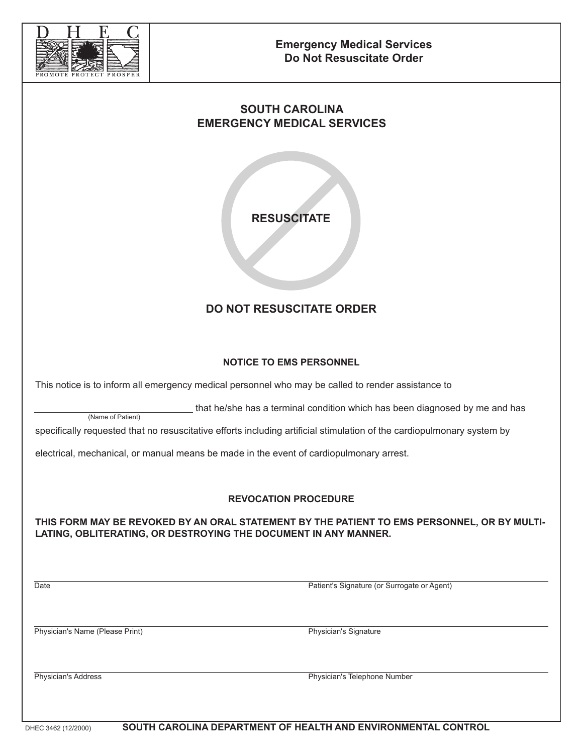**Emergency Medical Services**
**Do Not Resuscitate Order**

## SOUTH CAROLINA
## EMERGENCY MEDICAL SERVICES

**RESUSCITATE**

## DO NOT RESUSCITATE ORDER

### NOTICE TO EMS PERSONNEL

This notice is to inform all emergency medical personnel who may be called to render assistance to

______________________________ that he/she has a terminal condition which has been diagnosed by me and has
(Name of Patient)

specifically requested that no resuscitative efforts including artificial stimulation of the cardiopulmonary system by electrical, mechanical, or manual means be made in the event of cardiopulmonary arrest.

### REVOCATION PROCEDURE

**THIS FORM MAY BE REVOKED BY AN ORAL STATEMENT BY THE PATIENT TO EMS PERSONNEL, OR BY MULTILATING, OBLITERATING, OR DESTROYING THE DOCUMENT IN ANY MANNER.**

| | |
|---|---|
| Date | Patient's Signature (or Surrogate or Agent) |
| Physician's Name (Please Print) | Physician's Signature |
| Physician's Address | Physician's Telephone Number |

DHEC 3462 (12/2000) **SOUTH CAROLINA DEPARTMENT OF HEALTH AND ENVIRONMENTAL CONTROL**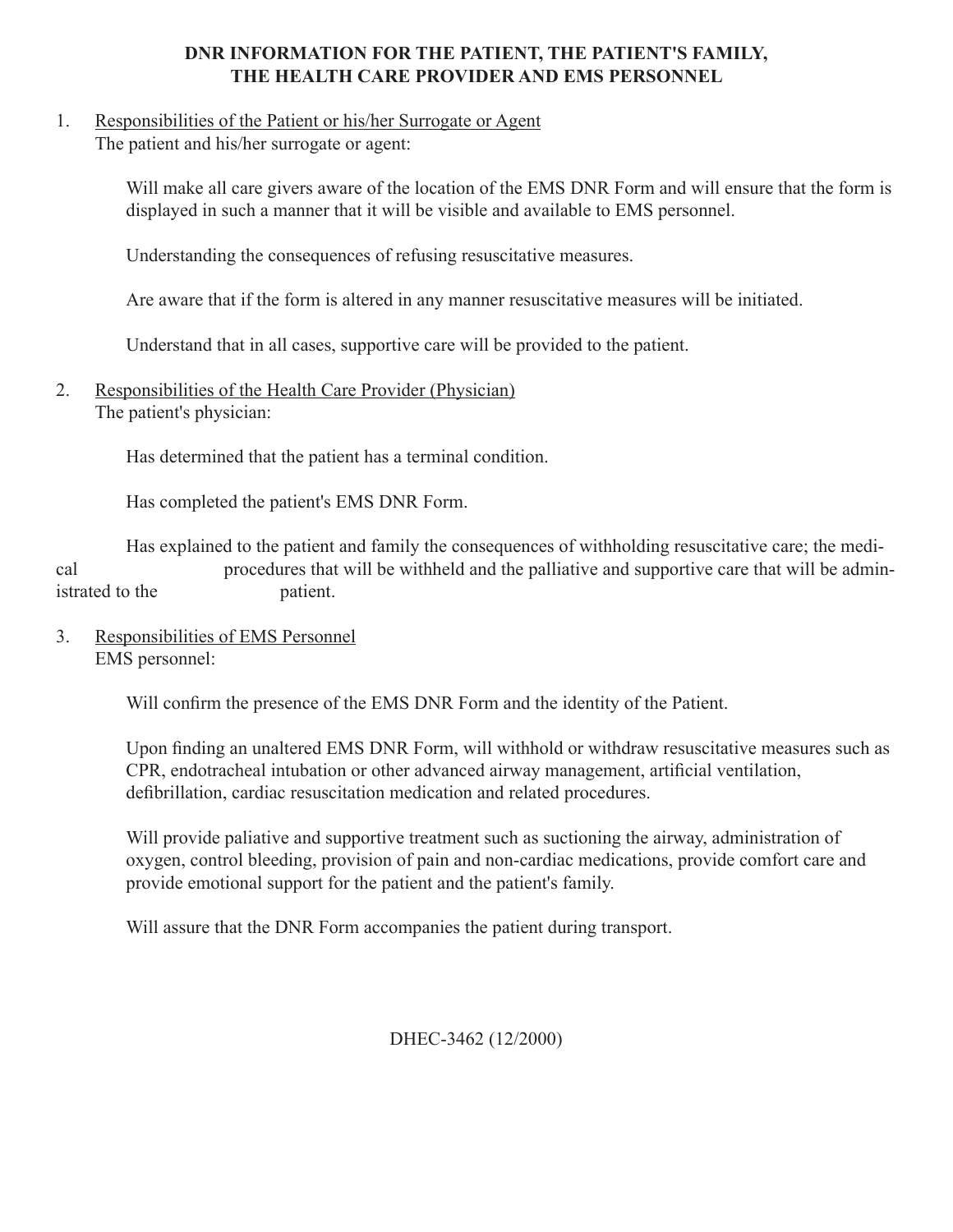**DNR INFORMATION FOR THE PATIENT, THE PATIENT'S FAMILY, THE HEALTH CARE PROVIDER AND EMS PERSONNEL**

1. Responsibilities of the Patient or his/her Surrogate or Agent
   The patient and his/her surrogate or agent:

   Will make all care givers aware of the location of the EMS DNR Form and will ensure that the form is displayed in such a manner that it will be visible and available to EMS personnel.

   Understanding the consequences of refusing resuscitative measures.

   Are aware that if the form is altered in any manner resuscitative measures will be initiated.

   Understand that in all cases, supportive care will be provided to the patient.

2. Responsibilities of the Health Care Provider (Physician)
   The patient's physician:

   Has determined that the patient has a terminal condition.

   Has completed the patient's EMS DNR Form.

   Has explained to the patient and family the consequences of withholding resuscitative care; the medical procedures that will be withheld and the palliative and supportive care that will be administrated to the patient.

3. Responsibilities of EMS Personnel
   EMS personnel:

   Will confirm the presence of the EMS DNR Form and the identity of the Patient.

   Upon finding an unaltered EMS DNR Form, will withhold or withdraw resuscitative measures such as CPR, endotracheal intubation or other advanced airway management, artificial ventilation, defibrillation, cardiac resuscitation medication and related procedures.

   Will provide paliative and supportive treatment such as suctioning the airway, administration of oxygen, control bleeding, provision of pain and non-cardiac medications, provide comfort care and provide emotional support for the patient and the patient's family.

   Will assure that the DNR Form accompanies the patient during transport.

DHEC-3462 (12/2000)